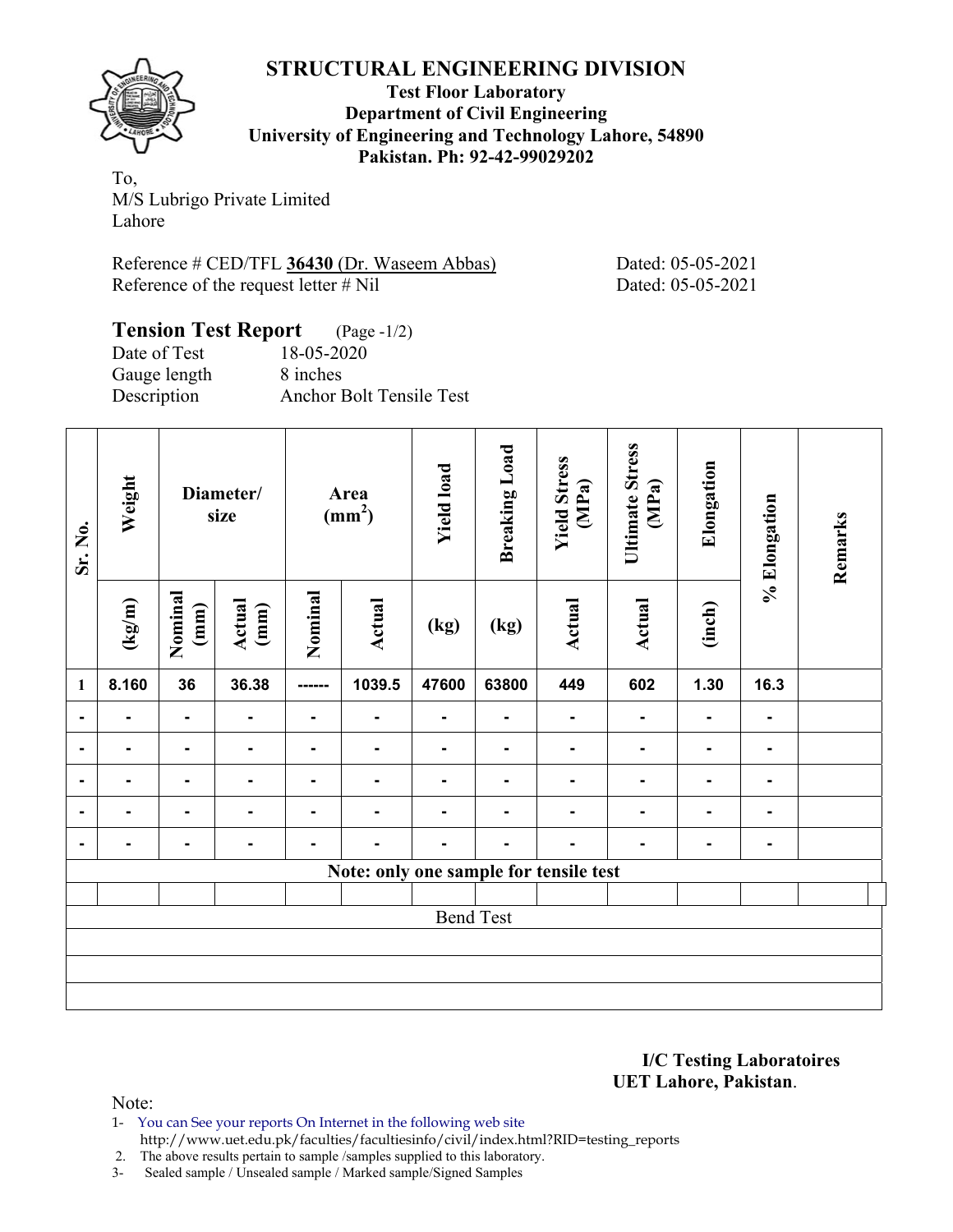# STRUCTURAL ENGINEERING DIVISION

**Test Floor Laboratory**
**Department of Civil Engineering**
**University of Engineering and Technology Lahore, 54890**
**Pakistan. Ph: 92-42-99029202**

To,
M/S Lubrigo Private Limited
Lahore

Reference # CED/TFL **36430** (Dr. Waseem Abbas) Dated: 05-05-2021
Reference of the request letter # Nil Dated: 05-05-2021

## Tension Test Report (Page -1/2)

Date of Test 18-05-2020
Gauge length 8 inches
Description Anchor Bolt Tensile Test

| Sr. No. | Weight | Diameter/ size | | Area (mm$^2$) | | Yield load | Breaking Load | Yield Stress (MPa) | Ultimate Stress (MPa) | Elongation | % Elongation | Remarks |
|---|---|---|---|---|---|---|---|---|---|---|---|---|
| | (kg/m) | Nominal (mm) | Actual (mm) | Nominal | Actual | (kg) | (kg) | Actual | Actual | (inch) | | |
| 1 | 8.160 | 36 | 36.38 | ------ | 1039.5 | 47600 | 63800 | 449 | 602 | 1.30 | 16.3 | |
| - | - | - | - | - | - | - | - | - | - | - | - | |
| - | - | - | - | - | - | - | - | - | - | - | - | |
| - | - | - | - | - | - | - | - | - | - | - | - | |
| - | - | - | - | - | - | - | - | - | - | - | - | |
| - | - | - | - | - | - | - | - | - | - | - | - | |
| Note: only one sample for tensile test | | | | | | | | | | | | |
| | | | | | | | | | | | | |
| Bend Test | | | | | | | | | | | | |

**I/C Testing Laboratoires**
**UET Lahore, Pakistan**.

Note:
1- You can See your reports On Internet in the following web site
http://www.uet.edu.pk/faculties/facultiesinfo/civil/index.html?RID=testing_reports
2. The above results pertain to sample /samples supplied to this laboratory.
3- Sealed sample / Unsealed sample / Marked sample/Signed Samples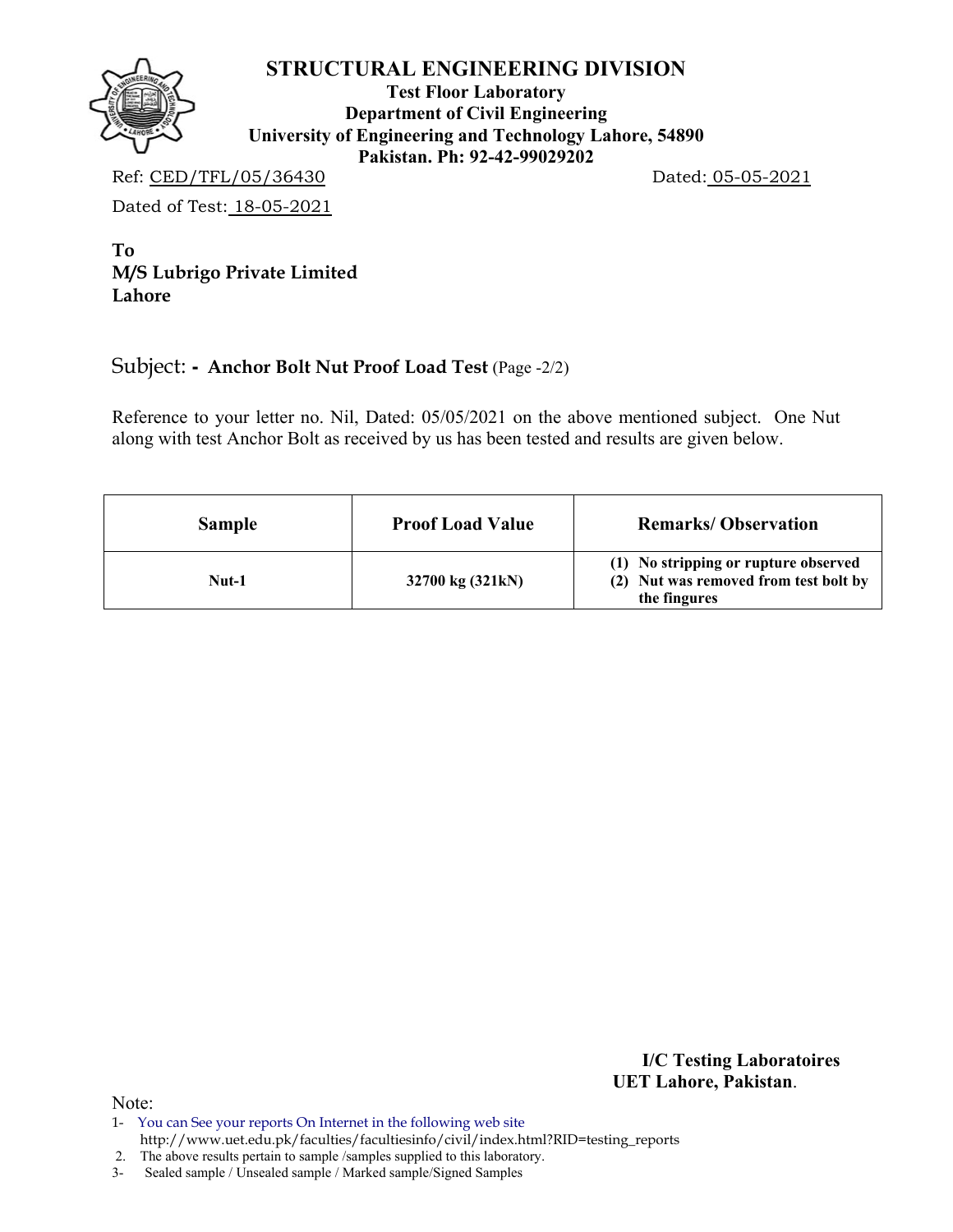# STRUCTURAL ENGINEERING DIVISION

**Test Floor Laboratory**
**Department of Civil Engineering**
**University of Engineering and Technology Lahore, 54890**
**Pakistan. Ph: 92-42-99029202**

Ref: CED/TFL/05/36430 Dated: 05-05-2021

Dated of Test: 18-05-2021

**To**
**M/S Lubrigo Private Limited**
**Lahore**

Subject: - **Anchor Bolt Nut Proof Load Test** (Page -2/2)

Reference to your letter no. Nil, Dated: 05/05/2021 on the above mentioned subject. One Nut along with test Anchor Bolt as received by us has been tested and results are given below.

| Sample | Proof Load Value | Remarks/ Observation |
|---|---|---|
| **Nut-1** | **32700 kg (321kN)** | **(1) No stripping or rupture observed**<br>**(2) Nut was removed from test bolt by the fingures** |

**I/C Testing Laboratoires**
**UET Lahore, Pakistan**.

Note:

1- You can See your reports On Internet in the following web site
http://www.uet.edu.pk/faculties/facultiesinfo/civil/index.html?RID=testing_reports
2. The above results pertain to sample /samples supplied to this laboratory.
3- Sealed sample / Unsealed sample / Marked sample/Signed Samples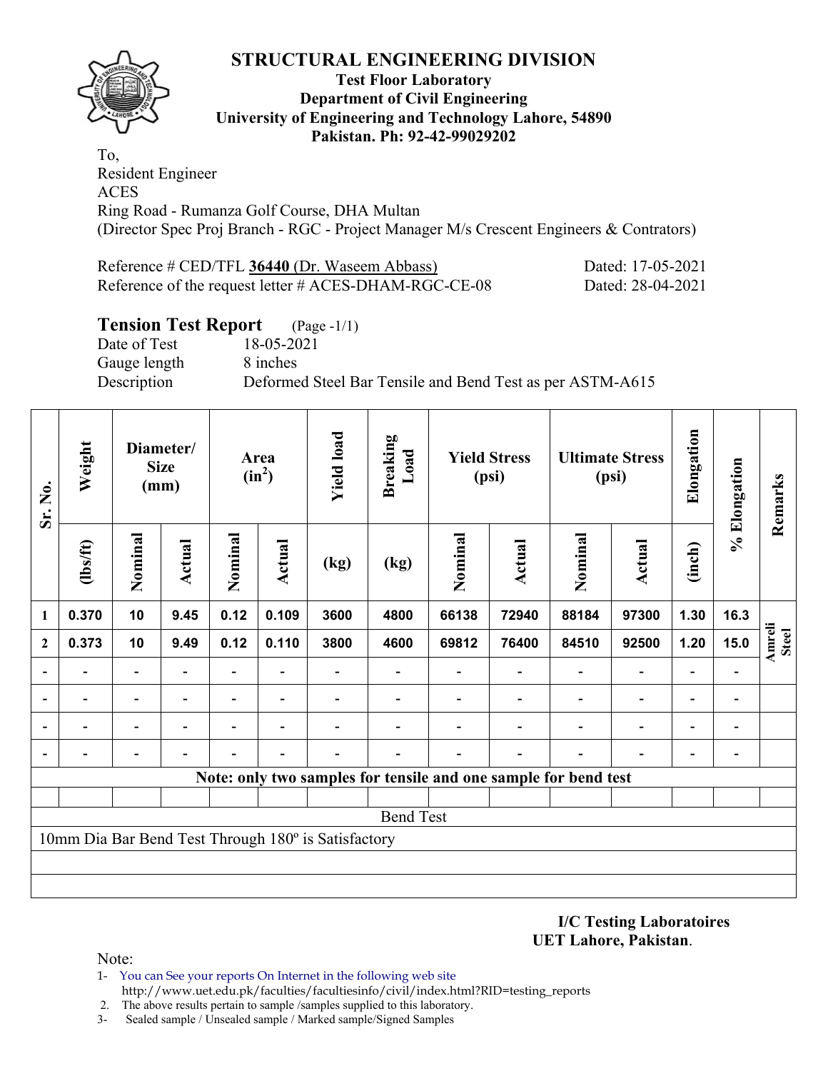# STRUCTURAL ENGINEERING DIVISION

**Test Floor Laboratory**
**Department of Civil Engineering**
**University of Engineering and Technology Lahore, 54890**
**Pakistan. Ph: 92-42-99029202**

To,
Resident Engineer
ACES
Ring Road - Rumanza Golf Course, DHA Multan
(Director Spec Proj Branch - RGC - Project Manager M/s Crescent Engineers & Contrators)

Reference # CED/TFL **36440** (Dr. Waseem Abbass) Dated: 17-05-2021
Reference of the request letter # ACES-DHAM-RGC-CE-08 Dated: 28-04-2021

## Tension Test Report (Page -1/1)

Date of Test 18-05-2021
Gauge length 8 inches
Description Deformed Steel Bar Tensile and Bend Test as per ASTM-A615

| Sr. No. | Weight | Diameter/ Size (mm) | | Area ($in^2$) | | Yield load | Breaking Load | Yield Stress (psi) | | Ultimate Stress (psi) | | Elongation | % Elongation | Remarks |
|---|---|---|---|---|---|---|---|---|---|---|---|---|---|---|
| | (lbs/ft) | Nominal | Actual | Nominal | Actual | (kg) | (kg) | Nominal | Actual | Nominal | Actual | (inch) | | |
| 1 | 0.370 | 10 | 9.45 | 0.12 | 0.109 | 3600 | 4800 | 66138 | 72940 | 88184 | 97300 | 1.30 | 16.3 | Amreli Steel |
| 2 | 0.373 | 10 | 9.49 | 0.12 | 0.110 | 3800 | 4600 | 69812 | 76400 | 84510 | 92500 | 1.20 | 15.0 | |
| - | - | - | - | - | - | - | - | - | - | - | - | - | - | |
| - | - | - | - | - | - | - | - | - | - | - | - | - | - | |
| - | - | - | - | - | - | - | - | - | - | - | - | - | - | |
| - | - | - | - | - | - | - | - | - | - | - | - | - | - | |

**Note: only two samples for tensile and one sample for bend test**

Bend Test

10mm Dia Bar Bend Test Through 180º is Satisfactory

**I/C Testing Laboratoires**
**UET Lahore, Pakistan.**

Note:
1- You can See your reports On Internet in the following web site
http://www.uet.edu.pk/faculties/facultiesinfo/civil/index.html?RID=testing_reports
2. The above results pertain to sample /samples supplied to this laboratory.
3- Sealed sample / Unsealed sample / Marked sample/Signed Samples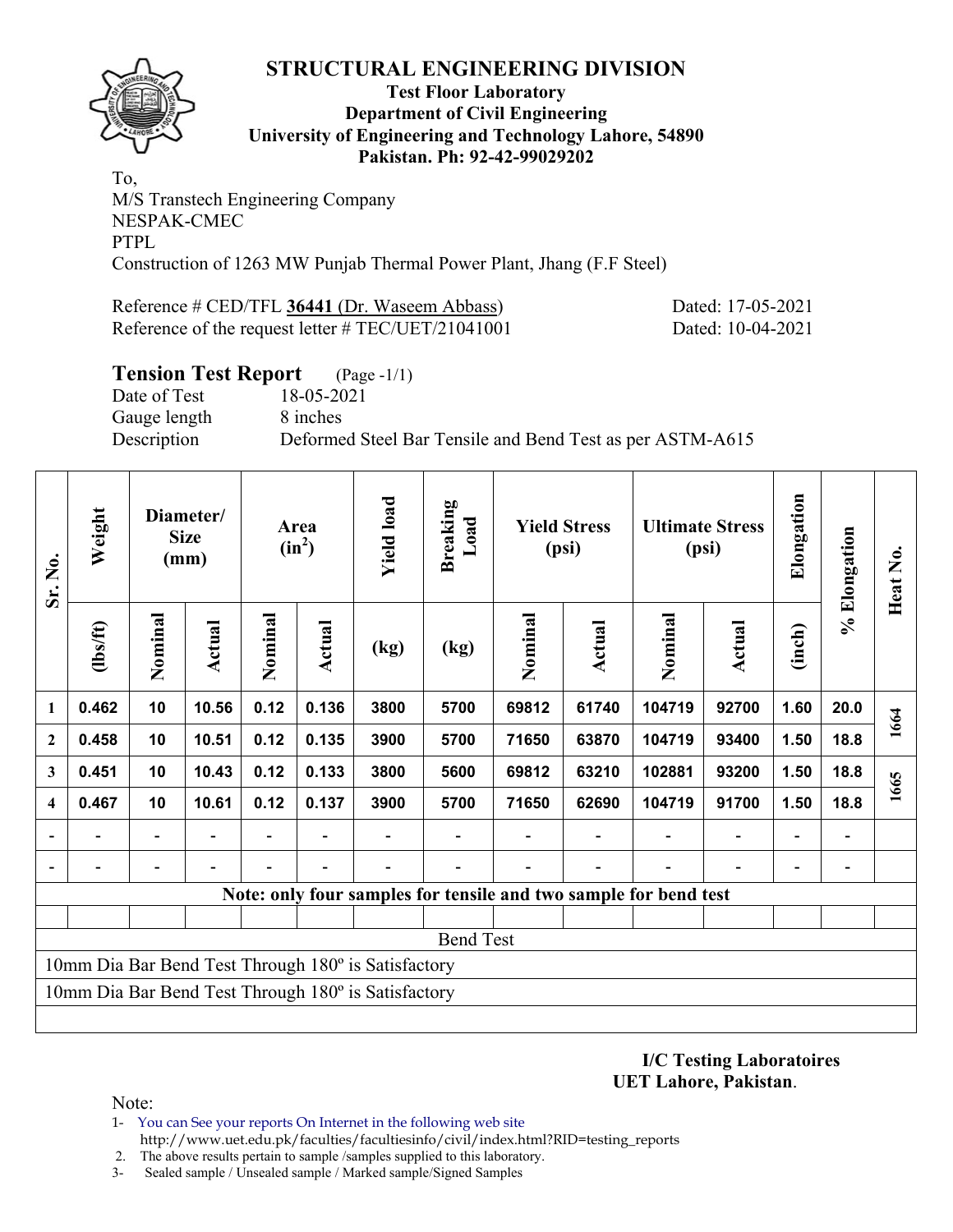# STRUCTURAL ENGINEERING DIVISION

**Test Floor Laboratory**
**Department of Civil Engineering**
**University of Engineering and Technology Lahore, 54890**
**Pakistan. Ph: 92-42-99029202**

To,
M/S Transtech Engineering Company
NESPAK-CMEC
PTPL
Construction of 1263 MW Punjab Thermal Power Plant, Jhang (F.F Steel)

Reference # CED/TFL **36441** (Dr. Waseem Abbass) Dated: 17-05-2021
Reference of the request letter # TEC/UET/21041001 Dated: 10-04-2021

## Tension Test Report (Page -1/1)

Date of Test 18-05-2021
Gauge length 8 inches
Description Deformed Steel Bar Tensile and Bend Test as per ASTM-A615

| Sr. No. | Weight | Diameter/ Size (mm) | | Area ($in^2$) | | Yield load | Breaking Load | Yield Stress (psi) | | Ultimate Stress (psi) | | Elongation | % Elongation | Heat No. |
|---|---|---|---|---|---|---|---|---|---|---|---|---|---|---|
| | (lbs/ft) | Nominal | Actual | Nominal | Actual | (kg) | (kg) | Nominal | Actual | Nominal | Actual | (inch) | | |
| 1 | 0.462 | 10 | 10.56 | 0.12 | 0.136 | 3800 | 5700 | 69812 | 61740 | 104719 | 92700 | 1.60 | 20.0 | 1664 |
| 2 | 0.458 | 10 | 10.51 | 0.12 | 0.135 | 3900 | 5700 | 71650 | 63870 | 104719 | 93400 | 1.50 | 18.8 | |
| 3 | 0.451 | 10 | 10.43 | 0.12 | 0.133 | 3800 | 5600 | 69812 | 63210 | 102881 | 93200 | 1.50 | 18.8 | 1665 |
| 4 | 0.467 | 10 | 10.61 | 0.12 | 0.137 | 3900 | 5700 | 71650 | 62690 | 104719 | 91700 | 1.50 | 18.8 | |
| - | - | - | - | - | - | - | - | - | - | - | - | - | - | |
| - | - | - | - | - | - | - | - | - | - | - | - | - | - | |

**Note: only four samples for tensile and two sample for bend test**

Bend Test

10mm Dia Bar Bend Test Through 180º is Satisfactory

10mm Dia Bar Bend Test Through 180º is Satisfactory

**I/C Testing Laboratoires**
**UET Lahore, Pakistan**.

Note:

1- You can See your reports On Internet in the following web site
http://www.uet.edu.pk/faculties/facultiesinfo/civil/index.html?RID=testing_reports
2. The above results pertain to sample /samples supplied to this laboratory.
3- Sealed sample / Unsealed sample / Marked sample/Signed Samples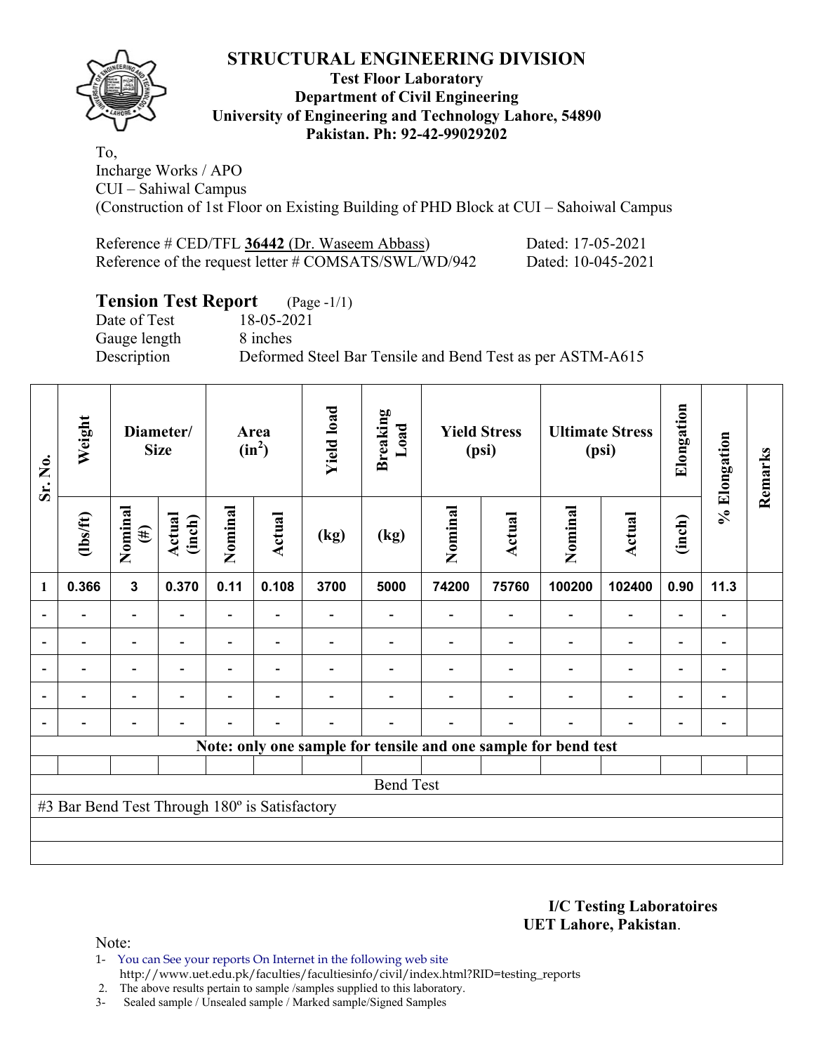# STRUCTURAL ENGINEERING DIVISION

**Test Floor Laboratory**
**Department of Civil Engineering**
**University of Engineering and Technology Lahore, 54890**
**Pakistan. Ph: 92-42-99029202**

To,
Incharge Works / APO
CUI – Sahiwal Campus
(Construction of 1st Floor on Existing Building of PHD Block at CUI – Sahoiwal Campus

Reference # CED/TFL **36442** (Dr. Waseem Abbass) Dated: 17-05-2021
Reference of the request letter # COMSATS/SWL/WD/942 Dated: 10-045-2021

## Tension Test Report (Page -1/1)

Date of Test 18-05-2021
Gauge length 8 inches
Description Deformed Steel Bar Tensile and Bend Test as per ASTM-A615

| Sr. No. | Weight | Diameter/ Size | | Area ($in^2$) | | Yield load | Breaking Load | Yield Stress (psi) | | Ultimate Stress (psi) | | Elongation | % Elongation | Remarks |
|---|---|---|---|---|---|---|---|---|---|---|---|---|---|---|
| | (lbs/ft) | Nominal (#) | Actual (inch) | Nominal | Actual | (kg) | (kg) | Nominal | Actual | Nominal | Actual | (inch) | | |
| 1 | 0.366 | 3 | 0.370 | 0.11 | 0.108 | 3700 | 5000 | 74200 | 75760 | 100200 | 102400 | 0.90 | 11.3 | |
| - | - | - | - | - | - | - | - | - | - | - | - | - | - | |
| - | - | - | - | - | - | - | - | - | - | - | - | - | - | |
| - | - | - | - | - | - | - | - | - | - | - | - | - | - | |
| - | - | - | - | - | - | - | - | - | - | - | - | - | - | |
| - | - | - | - | - | - | - | - | - | - | - | - | - | - | |
| Note: only one sample for tensile and one sample for bend test | | | | | | | | | | | | | | |
| | | | | | | | | | | | | | | |
| Bend Test | | | | | | | | | | | | | | |
| #3 Bar Bend Test Through 180º is Satisfactory | | | | | | | | | | | | | | |

**I/C Testing Laboratoires**
**UET Lahore, Pakistan**.

Note:
1- You can See your reports On Internet in the following web site
http://www.uet.edu.pk/faculties/facultiesinfo/civil/index.html?RID=testing_reports
2. The above results pertain to sample /samples supplied to this laboratory.
3- Sealed sample / Unsealed sample / Marked sample/Signed Samples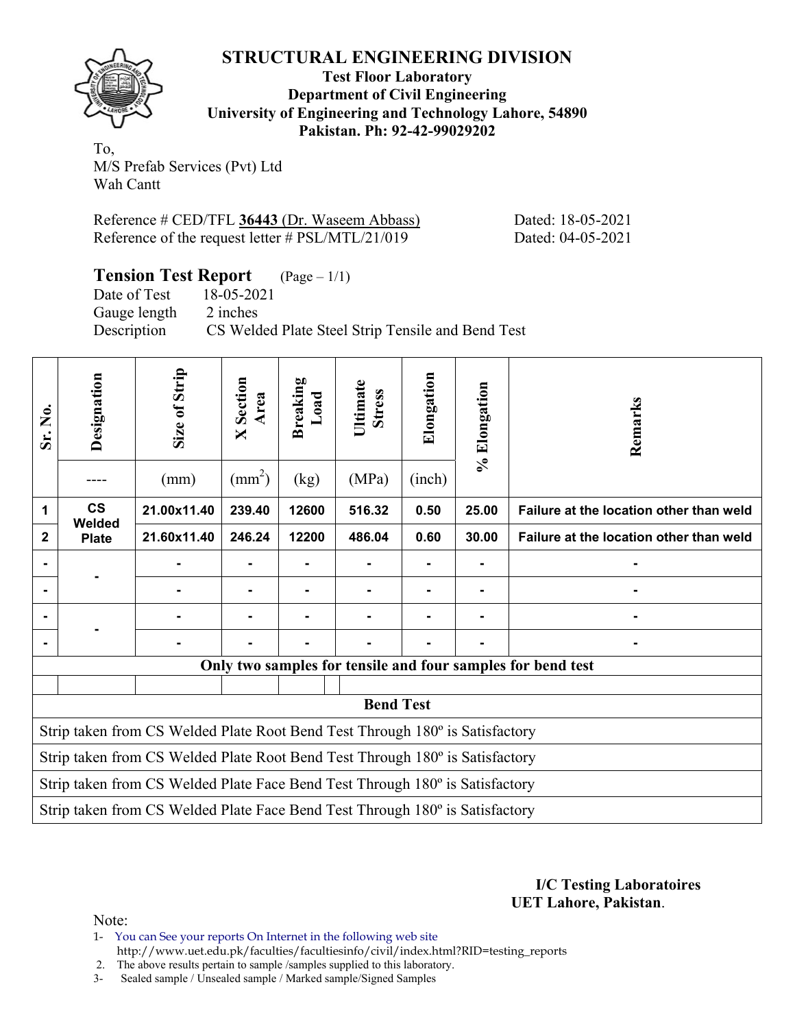# STRUCTURAL ENGINEERING DIVISION

**Test Floor Laboratory**
**Department of Civil Engineering**
**University of Engineering and Technology Lahore, 54890**
**Pakistan. Ph: 92-42-99029202**

To,
M/S Prefab Services (Pvt) Ltd
Wah Cantt

Reference # CED/TFL **36443** (Dr. Waseem Abbass) Dated: 18-05-2021
Reference of the request letter # PSL/MTL/21/019 Dated: 04-05-2021

## Tension Test Report (Page – 1/1)

Date of Test 18-05-2021
Gauge length 2 inches
Description CS Welded Plate Steel Strip Tensile and Bend Test

| Sr. No. | Designation | Size of Strip | X Section Area | Breaking Load | Ultimate Stress | Elongation | % Elongation | Remarks |
|---|---|---|---|---|---|---|---|---|
| | ---- | (mm) | ($mm^2$) | (kg) | (MPa) | (inch) | | |
| **1** | **CS Welded Plate** | **21.00x11.40** | **239.40** | **12600** | **516.32** | **0.50** | **25.00** | **Failure at the location other than weld** |
| **2** | | **21.60x11.40** | **246.24** | **12200** | **486.04** | **0.60** | **30.00** | **Failure at the location other than weld** |
| - | - | - | - | - | - | - | - | - |
| - | | - | - | - | - | - | - | - |
| - | - | - | - | - | - | - | - | - |
| - | | - | - | - | - | - | - | - |
| **Only two samples for tensile and four samples for bend test** | | | | | | | | |
| **Bend Test** | | | | | | | | |
| Strip taken from CS Welded Plate Root Bend Test Through 180º is Satisfactory | | | | | | | | |
| Strip taken from CS Welded Plate Root Bend Test Through 180º is Satisfactory | | | | | | | | |
| Strip taken from CS Welded Plate Face Bend Test Through 180º is Satisfactory | | | | | | | | |
| Strip taken from CS Welded Plate Face Bend Test Through 180º is Satisfactory | | | | | | | | |

**I/C Testing Laboratoires**
**UET Lahore, Pakistan**.

Note:
1- You can See your reports On Internet in the following web site
http://www.uet.edu.pk/faculties/facultiesinfo/civil/index.html?RID=testing_reports
2. The above results pertain to sample /samples supplied to this laboratory.
3- Sealed sample / Unsealed sample / Marked sample/Signed Samples